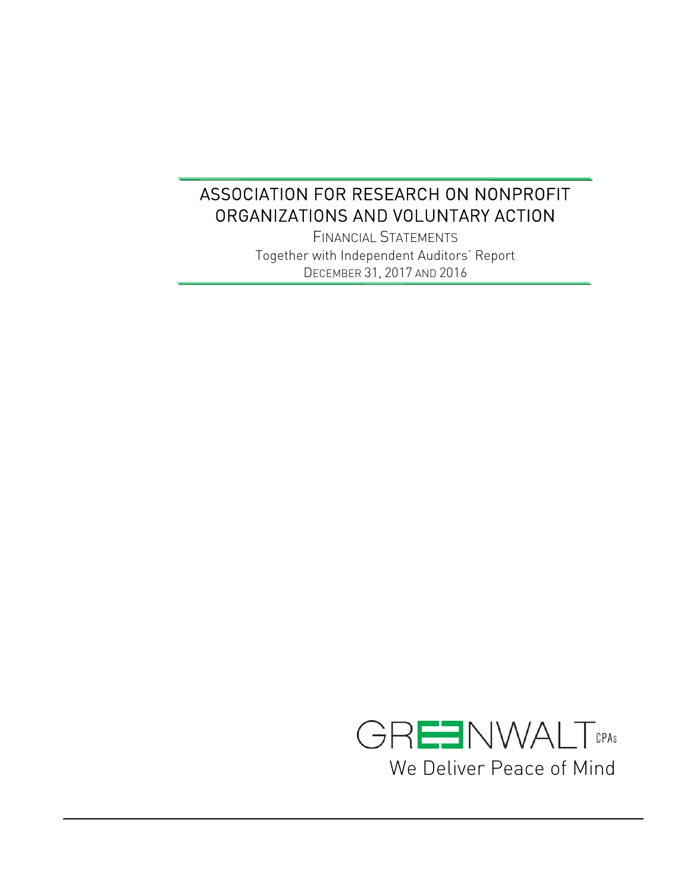# ASSOCIATION FOR RESEARCH ON NONPROFIT ORGANIZATIONS AND VOLUNTARY ACTION

FINANCIAL STATEMENTS

Together with Independent Auditors' Report

DECEMBER 31, 2017 AND 2016

GREENWALT CPAs

We Deliver Peace of Mind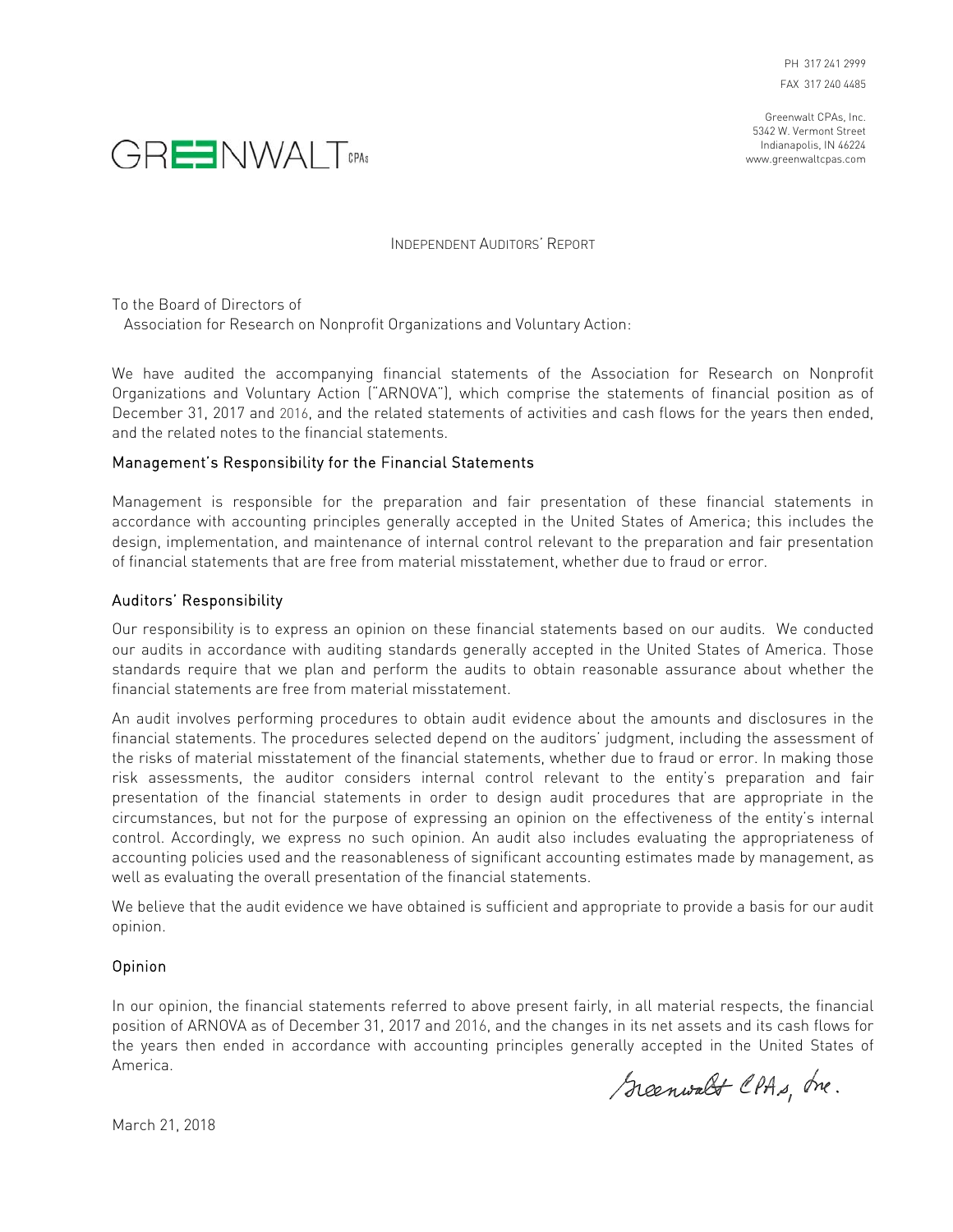PH 317 241 2999
FAX 317 240 4485

Greenwalt CPAs, Inc.
5342 W. Vermont Street
Indianapolis, IN 46224
www.greenwaltcpas.com

GREENWALT CPAs

INDEPENDENT AUDITORS' REPORT

To the Board of Directors of
Association for Research on Nonprofit Organizations and Voluntary Action:

We have audited the accompanying financial statements of the Association for Research on Nonprofit Organizations and Voluntary Action ("ARNOVA"), which comprise the statements of financial position as of December 31, 2017 and 2016, and the related statements of activities and cash flows for the years then ended, and the related notes to the financial statements.

## Management's Responsibility for the Financial Statements

Management is responsible for the preparation and fair presentation of these financial statements in accordance with accounting principles generally accepted in the United States of America; this includes the design, implementation, and maintenance of internal control relevant to the preparation and fair presentation of financial statements that are free from material misstatement, whether due to fraud or error.

## Auditors' Responsibility

Our responsibility is to express an opinion on these financial statements based on our audits. We conducted our audits in accordance with auditing standards generally accepted in the United States of America. Those standards require that we plan and perform the audits to obtain reasonable assurance about whether the financial statements are free from material misstatement.

An audit involves performing procedures to obtain audit evidence about the amounts and disclosures in the financial statements. The procedures selected depend on the auditors' judgment, including the assessment of the risks of material misstatement of the financial statements, whether due to fraud or error. In making those risk assessments, the auditor considers internal control relevant to the entity's preparation and fair presentation of the financial statements in order to design audit procedures that are appropriate in the circumstances, but not for the purpose of expressing an opinion on the effectiveness of the entity's internal control. Accordingly, we express no such opinion. An audit also includes evaluating the appropriateness of accounting policies used and the reasonableness of significant accounting estimates made by management, as well as evaluating the overall presentation of the financial statements.

We believe that the audit evidence we have obtained is sufficient and appropriate to provide a basis for our audit opinion.

## Opinion

In our opinion, the financial statements referred to above present fairly, in all material respects, the financial position of ARNOVA as of December 31, 2017 and 2016, and the changes in its net assets and its cash flows for the years then ended in accordance with accounting principles generally accepted in the United States of America.

Greenwalt CPAs, Inc.

March 21, 2018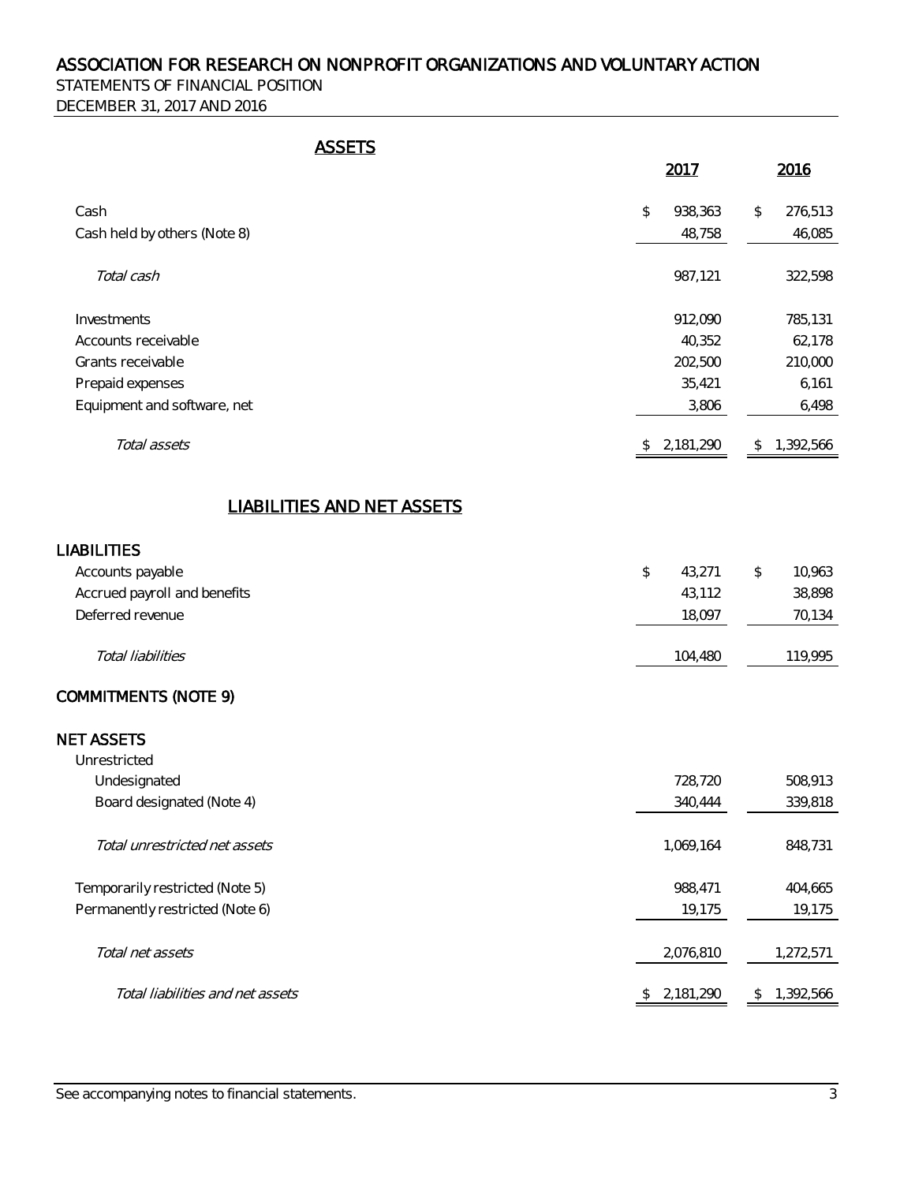# ASSOCIATION FOR RESEARCH ON NONPROFIT ORGANIZATIONS AND VOLUNTARY ACTION

STATEMENTS OF FINANCIAL POSITION

DECEMBER 31, 2017 AND 2016

## ASSETS

| | 2017 | 2016 |
|---|---|---|
| Cash | $ 938,363 | $ 276,513 |
| Cash held by others (Note 8) | 48,758 | 46,085 |
| *Total cash* | 987,121 | 322,598 |
| Investments | 912,090 | 785,131 |
| Accounts receivable | 40,352 | 62,178 |
| Grants receivable | 202,500 | 210,000 |
| Prepaid expenses | 35,421 | 6,161 |
| Equipment and software, net | 3,806 | 6,498 |
| *Total assets* | $ 2,181,290 | $ 1,392,566 |

## LIABILITIES AND NET ASSETS

| | 2017 | 2016 |
|---|---|---|
| **LIABILITIES** | | |
| Accounts payable | $ 43,271 | $ 10,963 |
| Accrued payroll and benefits | 43,112 | 38,898 |
| Deferred revenue | 18,097 | 70,134 |
| *Total liabilities* | 104,480 | 119,995 |
| **COMMITMENTS (NOTE 9)** | | |
| **NET ASSETS** | | |
| Unrestricted | | |
| Undesignated | 728,720 | 508,913 |
| Board designated (Note 4) | 340,444 | 339,818 |
| *Total unrestricted net assets* | 1,069,164 | 848,731 |
| Temporarily restricted (Note 5) | 988,471 | 404,665 |
| Permanently restricted (Note 6) | 19,175 | 19,175 |
| *Total net assets* | 2,076,810 | 1,272,571 |
| *Total liabilities and net assets* | $ 2,181,290 | $ 1,392,566 |

See accompanying notes to financial statements.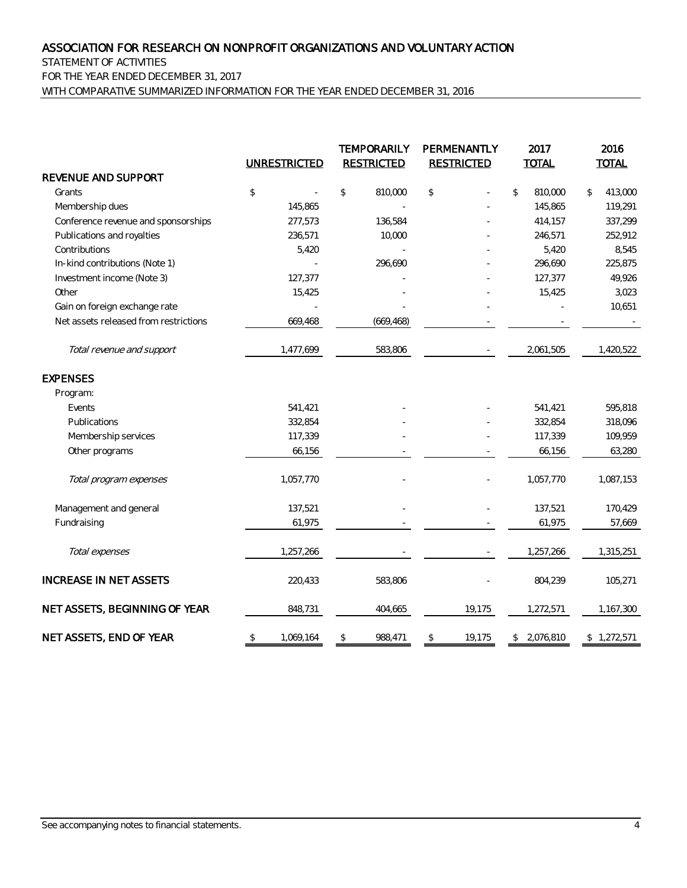# ASSOCIATION FOR RESEARCH ON NONPROFIT ORGANIZATIONS AND VOLUNTARY ACTION

STATEMENT OF ACTIVITIES

FOR THE YEAR ENDED DECEMBER 31, 2017

WITH COMPARATIVE SUMMARIZED INFORMATION FOR THE YEAR ENDED DECEMBER 31, 2016

| | UNRESTRICTED | TEMPORARILY RESTRICTED | PERMENANTLY RESTRICTED | 2017 TOTAL | 2016 TOTAL |
|---|---|---|---|---|---|
| **REVENUE AND SUPPORT** | | | | | |
| Grants | $ - | $ 810,000 | $ - | $ 810,000 | $ 413,000 |
| Membership dues | 145,865 | - | - | 145,865 | 119,291 |
| Conference revenue and sponsorships | 277,573 | 136,584 | - | 414,157 | 337,299 |
| Publications and royalties | 236,571 | 10,000 | - | 246,571 | 252,912 |
| Contributions | 5,420 | - | - | 5,420 | 8,545 |
| In-kind contributions (Note 1) | - | 296,690 | - | 296,690 | 225,875 |
| Investment income (Note 3) | 127,377 | - | - | 127,377 | 49,926 |
| Other | 15,425 | - | - | 15,425 | 3,023 |
| Gain on foreign exchange rate | - | - | - | - | 10,651 |
| Net assets released from restrictions | 669,468 | (669,468) | - | - | - |
| *Total revenue and support* | 1,477,699 | 583,806 | - | 2,061,505 | 1,420,522 |
| **EXPENSES** | | | | | |
| Program: | | | | | |
| Events | 541,421 | - | - | 541,421 | 595,818 |
| Publications | 332,854 | - | - | 332,854 | 318,096 |
| Membership services | 117,339 | - | - | 117,339 | 109,959 |
| Other programs | 66,156 | - | - | 66,156 | 63,280 |
| *Total program expenses* | 1,057,770 | - | - | 1,057,770 | 1,087,153 |
| Management and general | 137,521 | - | - | 137,521 | 170,429 |
| Fundraising | 61,975 | - | - | 61,975 | 57,669 |
| *Total expenses* | 1,257,266 | - | - | 1,257,266 | 1,315,251 |
| **INCREASE IN NET ASSETS** | 220,433 | 583,806 | - | 804,239 | 105,271 |
| **NET ASSETS, BEGINNING OF YEAR** | 848,731 | 404,665 | 19,175 | 1,272,571 | 1,167,300 |
| **NET ASSETS, END OF YEAR** | $ 1,069,164 | $ 988,471 | $ 19,175 | $ 2,076,810 | $ 1,272,571 |

See accompanying notes to financial statements.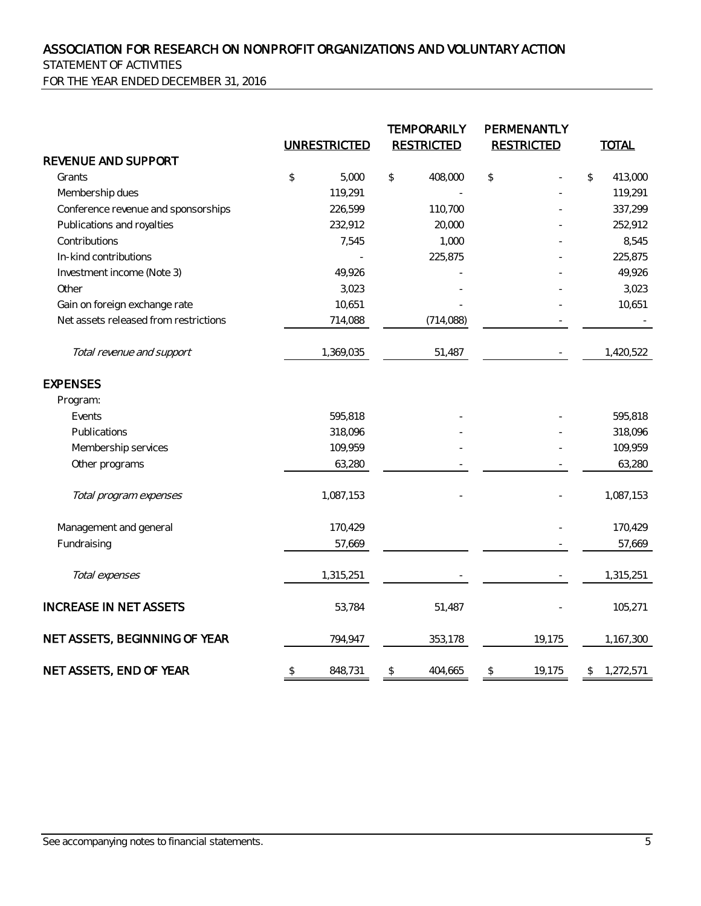# ASSOCIATION FOR RESEARCH ON NONPROFIT ORGANIZATIONS AND VOLUNTARY ACTION

STATEMENT OF ACTIVITIES

FOR THE YEAR ENDED DECEMBER 31, 2016

| | UNRESTRICTED | TEMPORARILY RESTRICTED | PERMENANTLY RESTRICTED | TOTAL |
|---|---|---|---|---|
| **REVENUE AND SUPPORT** | | | | |
| Grants | $ 5,000 | $ 408,000 | $ - | $ 413,000 |
| Membership dues | 119,291 | - | - | 119,291 |
| Conference revenue and sponsorships | 226,599 | 110,700 | - | 337,299 |
| Publications and royalties | 232,912 | 20,000 | - | 252,912 |
| Contributions | 7,545 | 1,000 | - | 8,545 |
| In-kind contributions | - | 225,875 | - | 225,875 |
| Investment income (Note 3) | 49,926 | - | - | 49,926 |
| Other | 3,023 | - | - | 3,023 |
| Gain on foreign exchange rate | 10,651 | - | - | 10,651 |
| Net assets released from restrictions | 714,088 | (714,088) | - | - |
| *Total revenue and support* | 1,369,035 | 51,487 | - | 1,420,522 |
| **EXPENSES** | | | | |
| Program: | | | | |
| Events | 595,818 | - | - | 595,818 |
| Publications | 318,096 | - | - | 318,096 |
| Membership services | 109,959 | - | - | 109,959 |
| Other programs | 63,280 | - | - | 63,280 |
| *Total program expenses* | 1,087,153 | - | - | 1,087,153 |
| Management and general | 170,429 | | - | 170,429 |
| Fundraising | 57,669 | | - | 57,669 |
| *Total expenses* | 1,315,251 | - | - | 1,315,251 |
| **INCREASE IN NET ASSETS** | 53,784 | 51,487 | - | 105,271 |
| **NET ASSETS, BEGINNING OF YEAR** | 794,947 | 353,178 | 19,175 | 1,167,300 |
| **NET ASSETS, END OF YEAR** | $ 848,731 | $ 404,665 | $ 19,175 | $ 1,272,571 |

See accompanying notes to financial statements.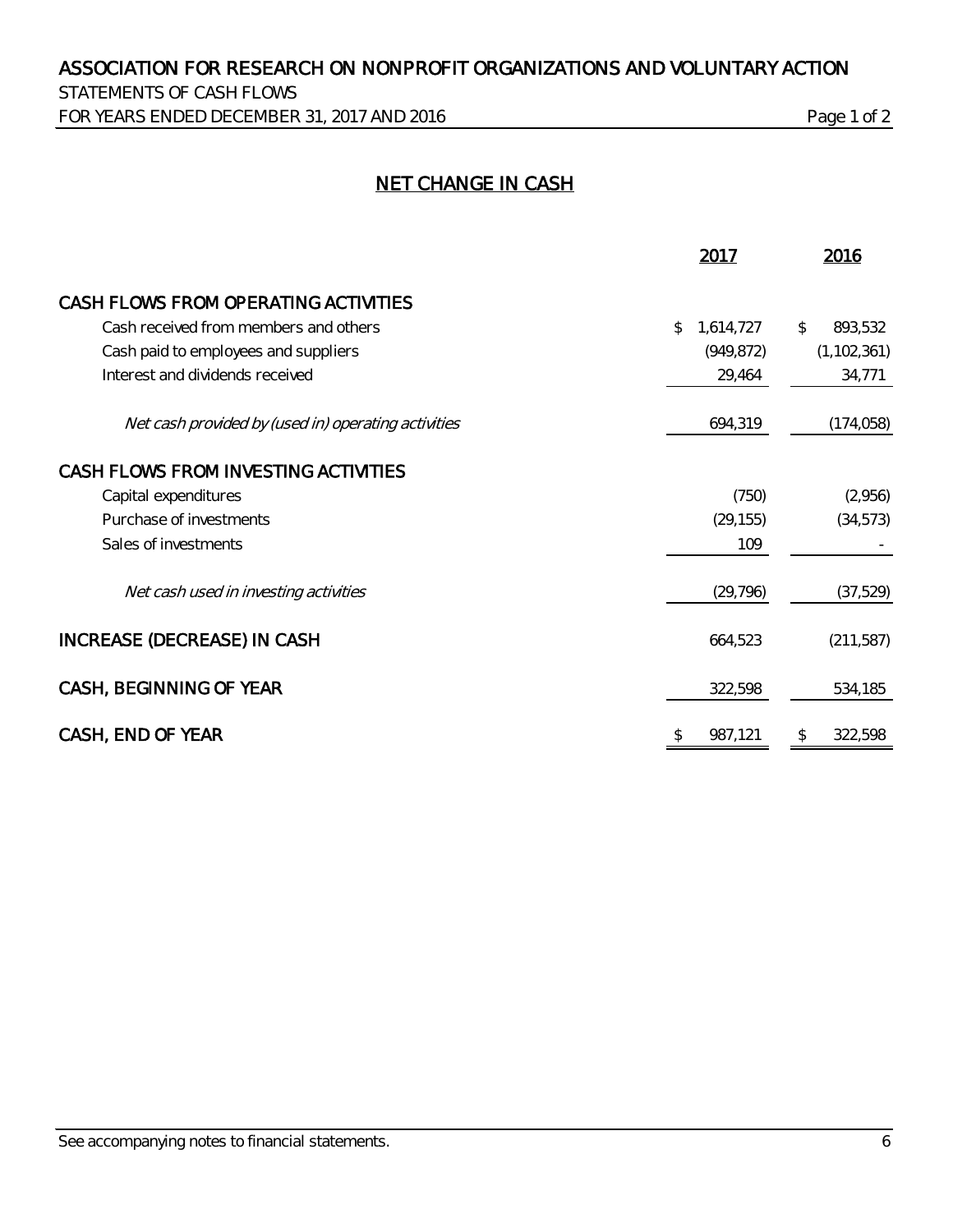# ASSOCIATION FOR RESEARCH ON NONPROFIT ORGANIZATIONS AND VOLUNTARY ACTION

STATEMENTS OF CASH FLOWS

FOR YEARS ENDED DECEMBER 31, 2017 AND 2016

## NET CHANGE IN CASH

| | 2017 | 2016 |
|---|---|---|
| **CASH FLOWS FROM OPERATING ACTIVITIES** | | |
| Cash received from members and others | $ 1,614,727 | $ 893,532 |
| Cash paid to employees and suppliers | (949,872) | (1,102,361) |
| Interest and dividends received | 29,464 | 34,771 |
| *Net cash provided by (used in) operating activities* | 694,319 | (174,058) |
| **CASH FLOWS FROM INVESTING ACTIVITIES** | | |
| Capital expenditures | (750) | (2,956) |
| Purchase of investments | (29,155) | (34,573) |
| Sales of investments | 109 | - |
| *Net cash used in investing activities* | (29,796) | (37,529) |
| **INCREASE (DECREASE) IN CASH** | 664,523 | (211,587) |
| **CASH, BEGINNING OF YEAR** | 322,598 | 534,185 |
| **CASH, END OF YEAR** | $ 987,121 | $ 322,598 |

See accompanying notes to financial statements.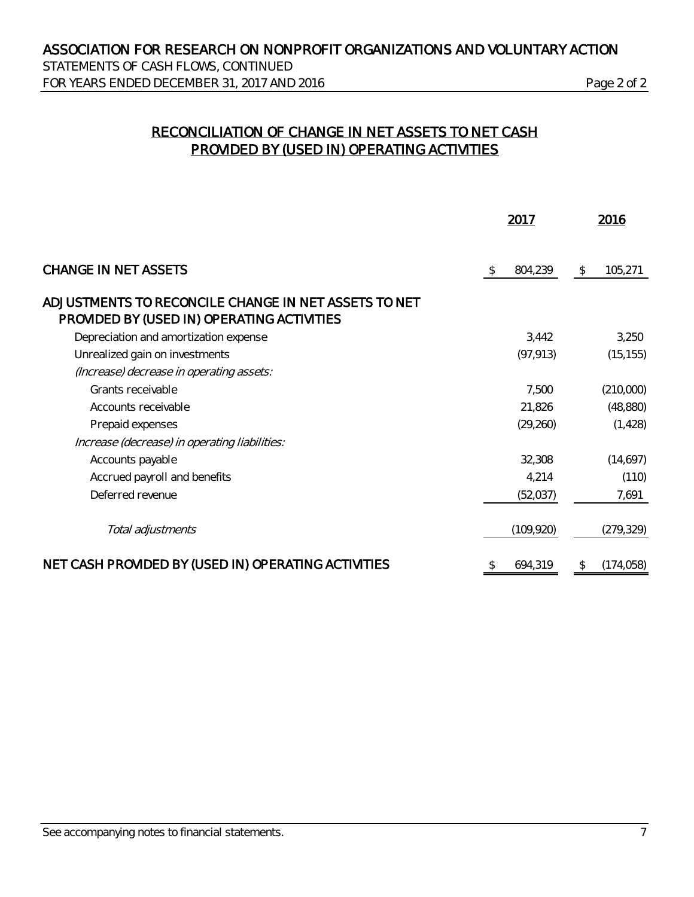# ASSOCIATION FOR RESEARCH ON NONPROFIT ORGANIZATIONS AND VOLUNTARY ACTION

STATEMENTS OF CASH FLOWS, CONTINUED
FOR YEARS ENDED DECEMBER 31, 2017 AND 2016

## RECONCILIATION OF CHANGE IN NET ASSETS TO NET CASH PROVIDED BY (USED IN) OPERATING ACTIVITIES

| | 2017 | 2016 |
|---|---|---|
| **CHANGE IN NET ASSETS** | $ 804,239 | $ 105,271 |
| **ADJUSTMENTS TO RECONCILE CHANGE IN NET ASSETS TO NET PROVIDED BY (USED IN) OPERATING ACTIVITIES** | | |
| Depreciation and amortization expense | 3,442 | 3,250 |
| Unrealized gain on investments | (97,913) | (15,155) |
| *(Increase) decrease in operating assets:* | | |
| Grants receivable | 7,500 | (210,000) |
| Accounts receivable | 21,826 | (48,880) |
| Prepaid expenses | (29,260) | (1,428) |
| *Increase (decrease) in operating liabilities:* | | |
| Accounts payable | 32,308 | (14,697) |
| Accrued payroll and benefits | 4,214 | (110) |
| Deferred revenue | (52,037) | 7,691 |
| *Total adjustments* | (109,920) | (279,329) |
| **NET CASH PROVIDED BY (USED IN) OPERATING ACTIVITIES** | $ 694,319 | $ (174,058) |

See accompanying notes to financial statements.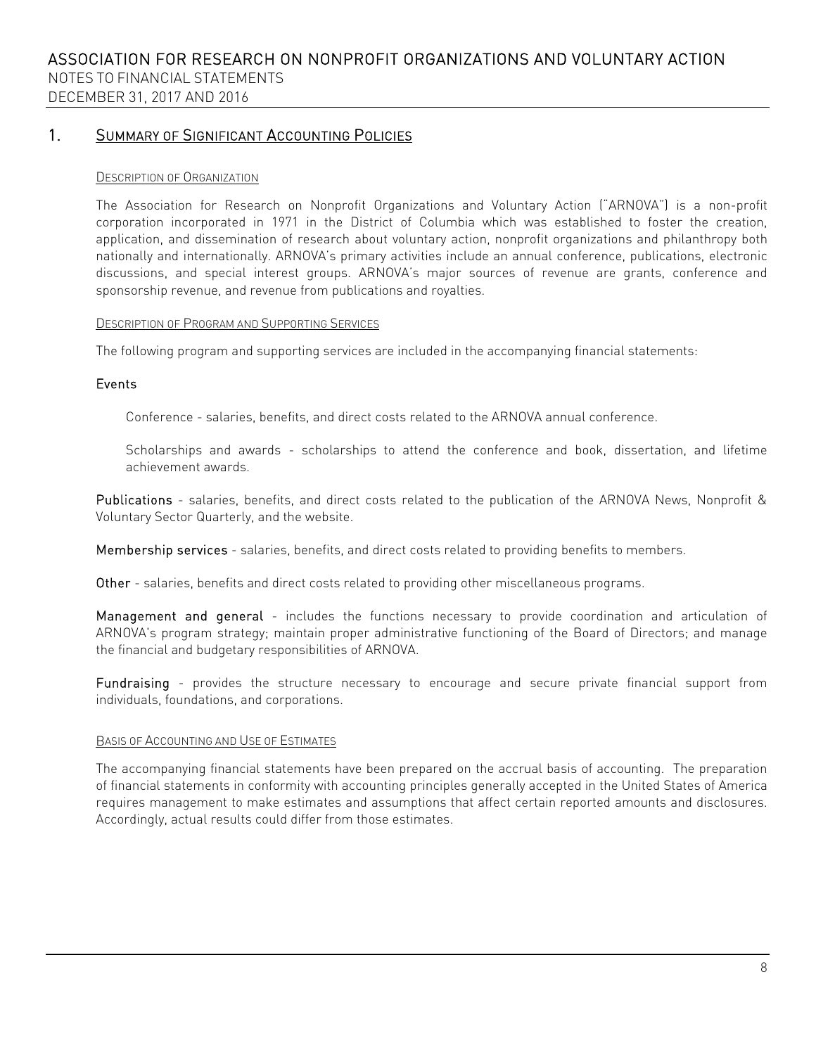# ASSOCIATION FOR RESEARCH ON NONPROFIT ORGANIZATIONS AND VOLUNTARY ACTION

NOTES TO FINANCIAL STATEMENTS

DECEMBER 31, 2017 AND 2016

## 1. Summary of Significant Accounting Policies

### Description of Organization

The Association for Research on Nonprofit Organizations and Voluntary Action ("ARNOVA") is a non-profit corporation incorporated in 1971 in the District of Columbia which was established to foster the creation, application, and dissemination of research about voluntary action, nonprofit organizations and philanthropy both nationally and internationally. ARNOVA's primary activities include an annual conference, publications, electronic discussions, and special interest groups. ARNOVA's major sources of revenue are grants, conference and sponsorship revenue, and revenue from publications and royalties.

### Description of Program and Supporting Services

The following program and supporting services are included in the accompanying financial statements:

**Events**

Conference - salaries, benefits, and direct costs related to the ARNOVA annual conference.

Scholarships and awards - scholarships to attend the conference and book, dissertation, and lifetime achievement awards.

**Publications** - salaries, benefits, and direct costs related to the publication of the ARNOVA News, Nonprofit & Voluntary Sector Quarterly, and the website.

**Membership services** - salaries, benefits, and direct costs related to providing benefits to members.

**Other** - salaries, benefits and direct costs related to providing other miscellaneous programs.

**Management and general** - includes the functions necessary to provide coordination and articulation of ARNOVA's program strategy; maintain proper administrative functioning of the Board of Directors; and manage the financial and budgetary responsibilities of ARNOVA.

**Fundraising** - provides the structure necessary to encourage and secure private financial support from individuals, foundations, and corporations.

### Basis of Accounting and Use of Estimates

The accompanying financial statements have been prepared on the accrual basis of accounting. The preparation of financial statements in conformity with accounting principles generally accepted in the United States of America requires management to make estimates and assumptions that affect certain reported amounts and disclosures. Accordingly, actual results could differ from those estimates.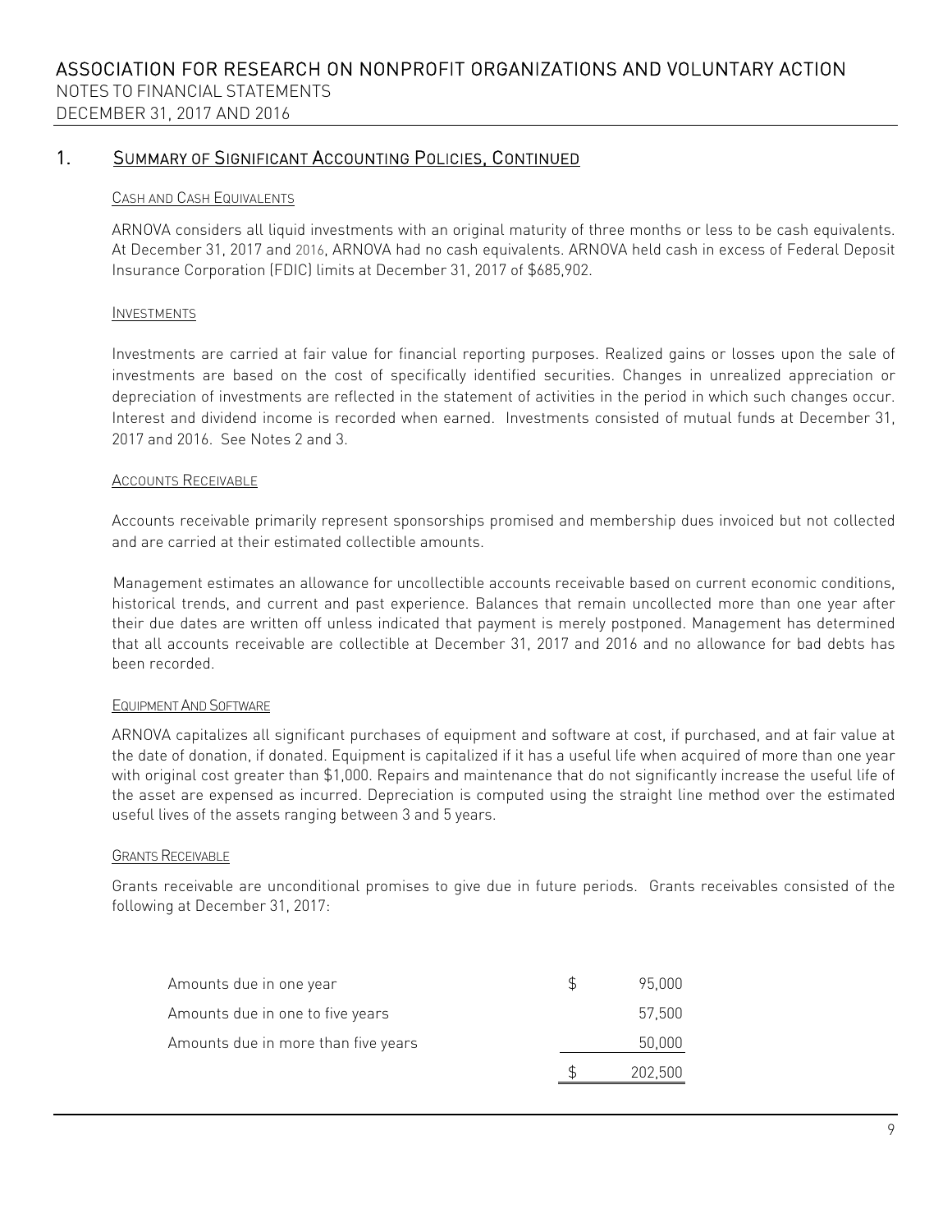## 1. Summary of Significant Accounting Policies, Continued

### Cash and Cash Equivalents

ARNOVA considers all liquid investments with an original maturity of three months or less to be cash equivalents. At December 31, 2017 and 2016, ARNOVA had no cash equivalents. ARNOVA held cash in excess of Federal Deposit Insurance Corporation (FDIC) limits at December 31, 2017 of $685,902.

### Investments

Investments are carried at fair value for financial reporting purposes. Realized gains or losses upon the sale of investments are based on the cost of specifically identified securities. Changes in unrealized appreciation or depreciation of investments are reflected in the statement of activities in the period in which such changes occur. Interest and dividend income is recorded when earned. Investments consisted of mutual funds at December 31, 2017 and 2016. See Notes 2 and 3.

### Accounts Receivable

Accounts receivable primarily represent sponsorships promised and membership dues invoiced but not collected and are carried at their estimated collectible amounts.

Management estimates an allowance for uncollectible accounts receivable based on current economic conditions, historical trends, and current and past experience. Balances that remain uncollected more than one year after their due dates are written off unless indicated that payment is merely postponed. Management has determined that all accounts receivable are collectible at December 31, 2017 and 2016 and no allowance for bad debts has been recorded.

### Equipment And Software

ARNOVA capitalizes all significant purchases of equipment and software at cost, if purchased, and at fair value at the date of donation, if donated. Equipment is capitalized if it has a useful life when acquired of more than one year with original cost greater than $1,000. Repairs and maintenance that do not significantly increase the useful life of the asset are expensed as incurred. Depreciation is computed using the straight line method over the estimated useful lives of the assets ranging between 3 and 5 years.

### Grants Receivable

Grants receivable are unconditional promises to give due in future periods. Grants receivables consisted of the following at December 31, 2017:

| | |
|---|---|
| Amounts due in one year | $ 95,000 |
| Amounts due in one to five years | 57,500 |
| Amounts due in more than five years | 50,000 |
| | $ 202,500 |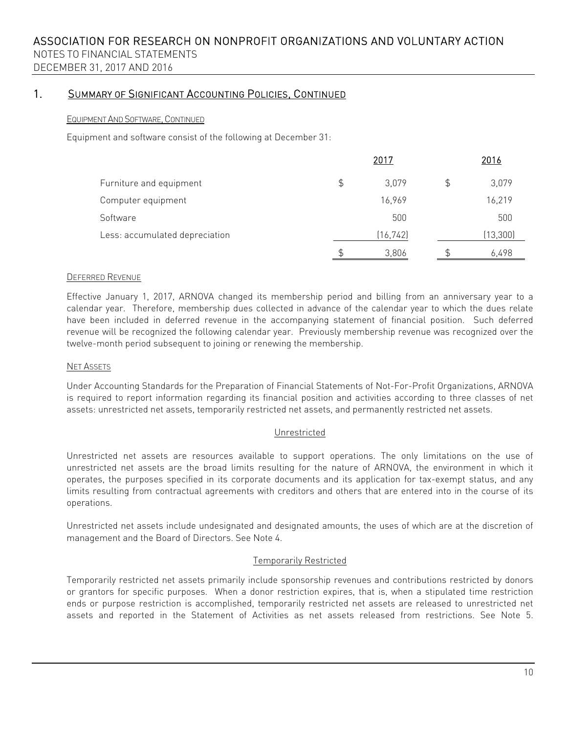## 1. Summary of Significant Accounting Policies, Continued

### Equipment And Software, Continued

Equipment and software consist of the following at December 31:

| | 2017 | 2016 |
|---|---|---|
| Furniture and equipment | $ 3,079 | $ 3,079 |
| Computer equipment | 16,969 | 16,219 |
| Software | 500 | 500 |
| Less: accumulated depreciation | (16,742) | (13,300) |
| | $ 3,806 | $ 6,498 |

### Deferred Revenue

Effective January 1, 2017, ARNOVA changed its membership period and billing from an anniversary year to a calendar year. Therefore, membership dues collected in advance of the calendar year to which the dues relate have been included in deferred revenue in the accompanying statement of financial position. Such deferred revenue will be recognized the following calendar year. Previously membership revenue was recognized over the twelve-month period subsequent to joining or renewing the membership.

### Net Assets

Under Accounting Standards for the Preparation of Financial Statements of Not-For-Profit Organizations, ARNOVA is required to report information regarding its financial position and activities according to three classes of net assets: unrestricted net assets, temporarily restricted net assets, and permanently restricted net assets.

#### Unrestricted

Unrestricted net assets are resources available to support operations. The only limitations on the use of unrestricted net assets are the broad limits resulting for the nature of ARNOVA, the environment in which it operates, the purposes specified in its corporate documents and its application for tax-exempt status, and any limits resulting from contractual agreements with creditors and others that are entered into in the course of its operations.

Unrestricted net assets include undesignated and designated amounts, the uses of which are at the discretion of management and the Board of Directors. See Note 4.

#### Temporarily Restricted

Temporarily restricted net assets primarily include sponsorship revenues and contributions restricted by donors or grantors for specific purposes. When a donor restriction expires, that is, when a stipulated time restriction ends or purpose restriction is accomplished, temporarily restricted net assets are released to unrestricted net assets and reported in the Statement of Activities as net assets released from restrictions. See Note 5.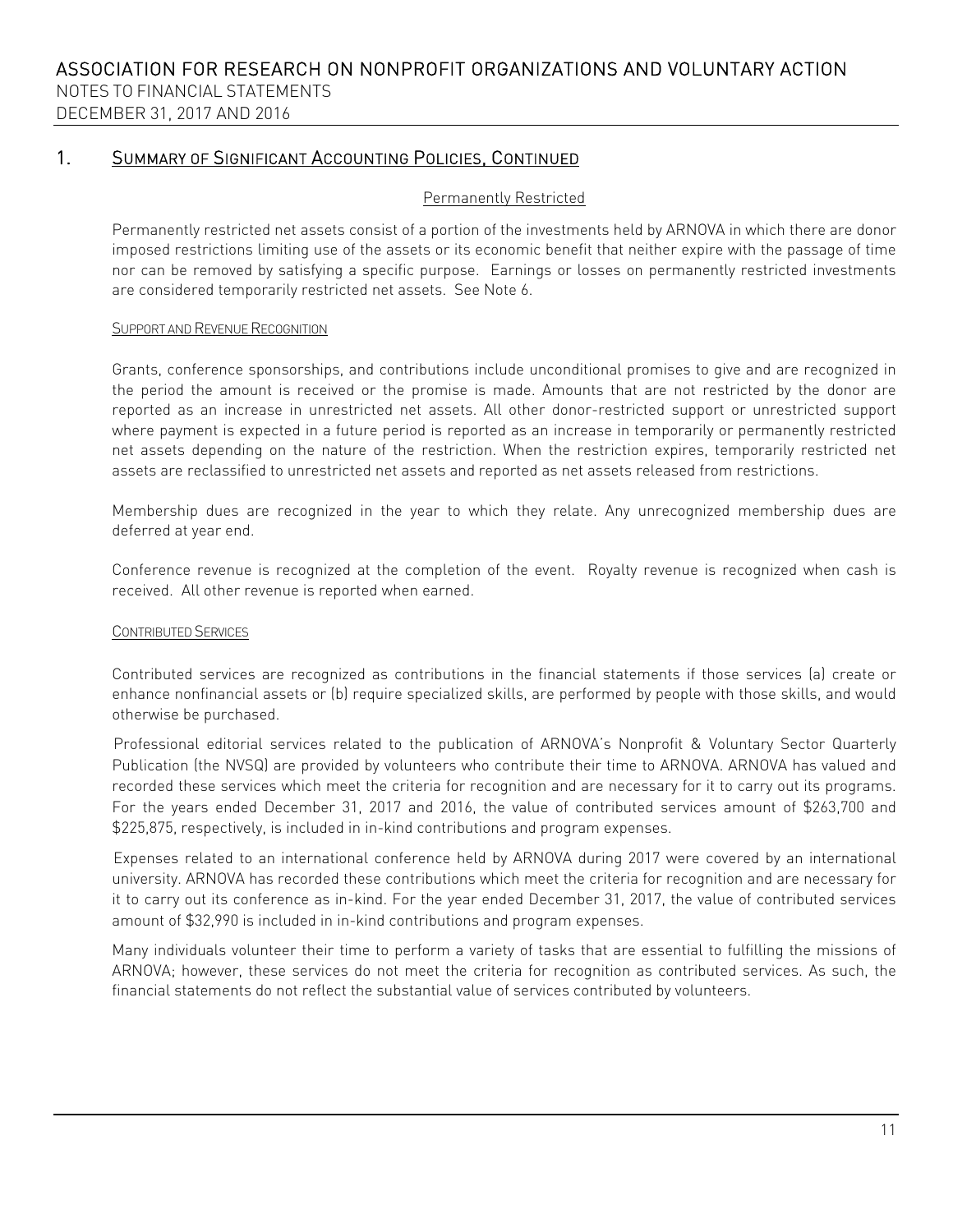## 1. Summary of Significant Accounting Policies, Continued

#### Permanently Restricted

Permanently restricted net assets consist of a portion of the investments held by ARNOVA in which there are donor imposed restrictions limiting use of the assets or its economic benefit that neither expire with the passage of time nor can be removed by satisfying a specific purpose. Earnings or losses on permanently restricted investments are considered temporarily restricted net assets. See Note 6.

### Support and Revenue Recognition

Grants, conference sponsorships, and contributions include unconditional promises to give and are recognized in the period the amount is received or the promise is made. Amounts that are not restricted by the donor are reported as an increase in unrestricted net assets. All other donor-restricted support or unrestricted support where payment is expected in a future period is reported as an increase in temporarily or permanently restricted net assets depending on the nature of the restriction. When the restriction expires, temporarily restricted net assets are reclassified to unrestricted net assets and reported as net assets released from restrictions.

Membership dues are recognized in the year to which they relate. Any unrecognized membership dues are deferred at year end.

Conference revenue is recognized at the completion of the event. Royalty revenue is recognized when cash is received. All other revenue is reported when earned.

### Contributed Services

Contributed services are recognized as contributions in the financial statements if those services (a) create or enhance nonfinancial assets or (b) require specialized skills, are performed by people with those skills, and would otherwise be purchased.

Professional editorial services related to the publication of ARNOVA's Nonprofit & Voluntary Sector Quarterly Publication (the NVSQ) are provided by volunteers who contribute their time to ARNOVA. ARNOVA has valued and recorded these services which meet the criteria for recognition and are necessary for it to carry out its programs. For the years ended December 31, 2017 and 2016, the value of contributed services amount of $263,700 and $225,875, respectively, is included in in-kind contributions and program expenses.

Expenses related to an international conference held by ARNOVA during 2017 were covered by an international university. ARNOVA has recorded these contributions which meet the criteria for recognition and are necessary for it to carry out its conference as in-kind. For the year ended December 31, 2017, the value of contributed services amount of $32,990 is included in in-kind contributions and program expenses.

Many individuals volunteer their time to perform a variety of tasks that are essential to fulfilling the missions of ARNOVA; however, these services do not meet the criteria for recognition as contributed services. As such, the financial statements do not reflect the substantial value of services contributed by volunteers.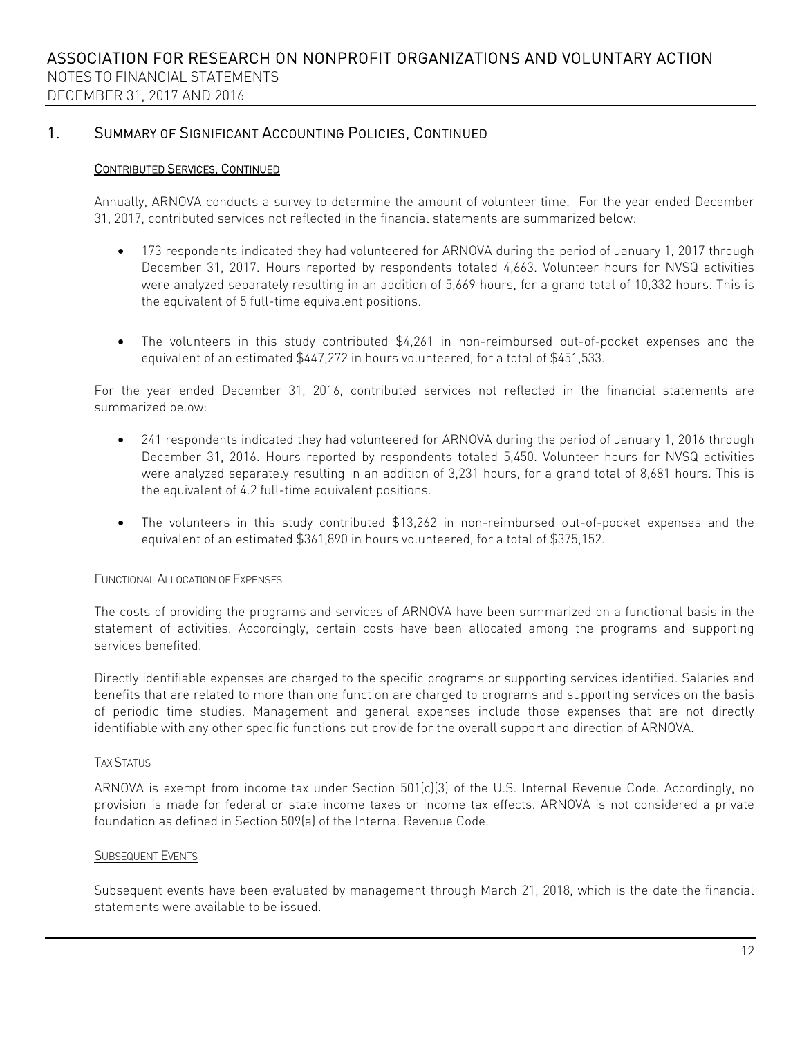## 1. Summary of Significant Accounting Policies, Continued

### Contributed Services, Continued

Annually, ARNOVA conducts a survey to determine the amount of volunteer time. For the year ended December 31, 2017, contributed services not reflected in the financial statements are summarized below:

- 173 respondents indicated they had volunteered for ARNOVA during the period of January 1, 2017 through December 31, 2017. Hours reported by respondents totaled 4,663. Volunteer hours for NVSQ activities were analyzed separately resulting in an addition of 5,669 hours, for a grand total of 10,332 hours. This is the equivalent of 5 full-time equivalent positions.

- The volunteers in this study contributed $4,261 in non-reimbursed out-of-pocket expenses and the equivalent of an estimated $447,272 in hours volunteered, for a total of $451,533.

For the year ended December 31, 2016, contributed services not reflected in the financial statements are summarized below:

- 241 respondents indicated they had volunteered for ARNOVA during the period of January 1, 2016 through December 31, 2016. Hours reported by respondents totaled 5,450. Volunteer hours for NVSQ activities were analyzed separately resulting in an addition of 3,231 hours, for a grand total of 8,681 hours. This is the equivalent of 4.2 full-time equivalent positions.

- The volunteers in this study contributed $13,262 in non-reimbursed out-of-pocket expenses and the equivalent of an estimated $361,890 in hours volunteered, for a total of $375,152.

### Functional Allocation of Expenses

The costs of providing the programs and services of ARNOVA have been summarized on a functional basis in the statement of activities. Accordingly, certain costs have been allocated among the programs and supporting services benefited.

Directly identifiable expenses are charged to the specific programs or supporting services identified. Salaries and benefits that are related to more than one function are charged to programs and supporting services on the basis of periodic time studies. Management and general expenses include those expenses that are not directly identifiable with any other specific functions but provide for the overall support and direction of ARNOVA.

### Tax Status

ARNOVA is exempt from income tax under Section 501(c)(3) of the U.S. Internal Revenue Code. Accordingly, no provision is made for federal or state income taxes or income tax effects. ARNOVA is not considered a private foundation as defined in Section 509(a) of the Internal Revenue Code.

### Subsequent Events

Subsequent events have been evaluated by management through March 21, 2018, which is the date the financial statements were available to be issued.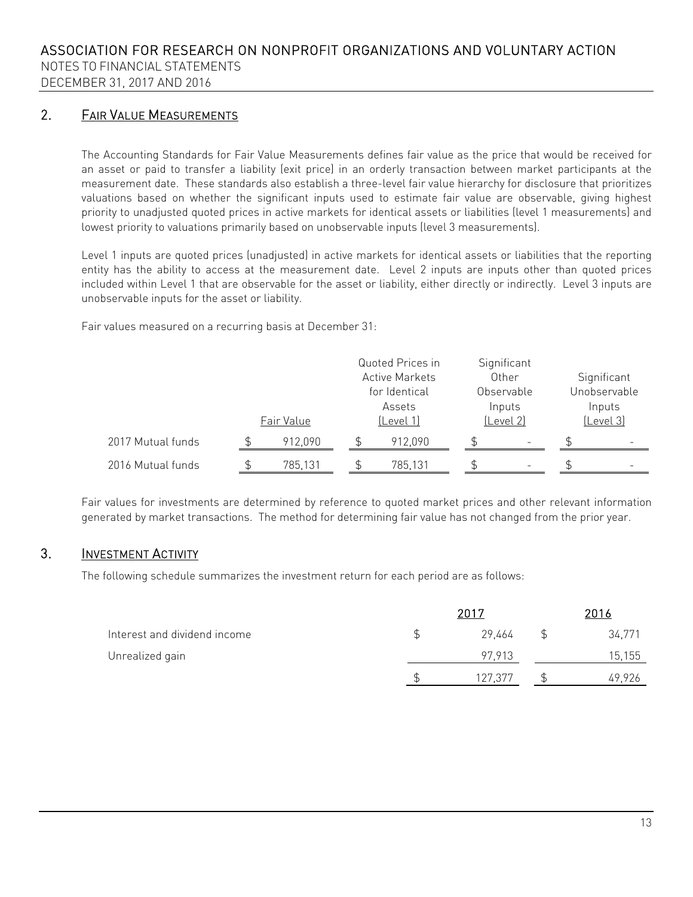## 2. FAIR VALUE MEASUREMENTS

The Accounting Standards for Fair Value Measurements defines fair value as the price that would be received for an asset or paid to transfer a liability (exit price) in an orderly transaction between market participants at the measurement date. These standards also establish a three-level fair value hierarchy for disclosure that prioritizes valuations based on whether the significant inputs used to estimate fair value are observable, giving highest priority to unadjusted quoted prices in active markets for identical assets or liabilities (level 1 measurements) and lowest priority to valuations primarily based on unobservable inputs (level 3 measurements).

Level 1 inputs are quoted prices (unadjusted) in active markets for identical assets or liabilities that the reporting entity has the ability to access at the measurement date. Level 2 inputs are inputs other than quoted prices included within Level 1 that are observable for the asset or liability, either directly or indirectly. Level 3 inputs are unobservable inputs for the asset or liability.

Fair values measured on a recurring basis at December 31:

| | Fair Value | Quoted Prices in Active Markets for Identical Assets (Level 1) | Significant Other Observable Inputs (Level 2) | Significant Unobservable Inputs (Level 3) |
|---|---|---|---|---|
| 2017 Mutual funds | $ 912,090 | $ 912,090 | $ - | $ - |
| 2016 Mutual funds | $ 785,131 | $ 785,131 | $ - | $ - |

Fair values for investments are determined by reference to quoted market prices and other relevant information generated by market transactions. The method for determining fair value has not changed from the prior year.

## 3. INVESTMENT ACTIVITY

The following schedule summarizes the investment return for each period are as follows:

| | 2017 | 2016 |
|---|---|---|
| Interest and dividend income | $ 29,464 | $ 34,771 |
| Unrealized gain | 97,913 | 15,155 |
| | $ 127,377 | $ 49,926 |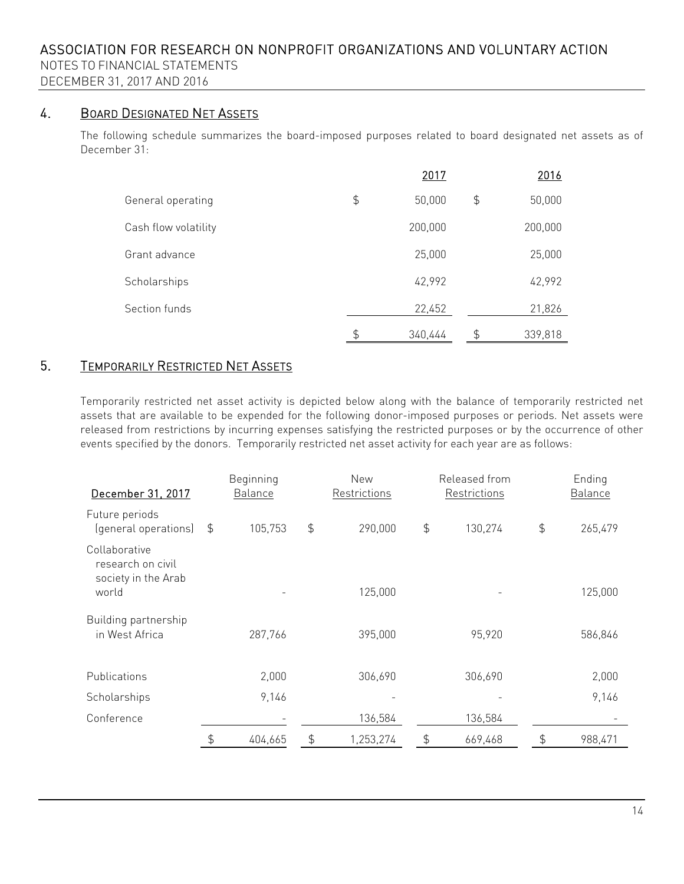## 4. Board Designated Net Assets

The following schedule summarizes the board-imposed purposes related to board designated net assets as of December 31:

| | 2017 | 2016 |
|---|---|---|
| General operating | $ 50,000 | $ 50,000 |
| Cash flow volatility | 200,000 | 200,000 |
| Grant advance | 25,000 | 25,000 |
| Scholarships | 42,992 | 42,992 |
| Section funds | 22,452 | 21,826 |
| | $ 340,444 | $ 339,818 |

## 5. Temporarily Restricted Net Assets

Temporarily restricted net asset activity is depicted below along with the balance of temporarily restricted net assets that are available to be expended for the following donor-imposed purposes or periods. Net assets were released from restrictions by incurring expenses satisfying the restricted purposes or by the occurrence of other events specified by the donors. Temporarily restricted net asset activity for each year are as follows:

| December 31, 2017 | Beginning Balance | New Restrictions | Released from Restrictions | Ending Balance |
|---|---|---|---|---|
| Future periods (general operations) | $ 105,753 | $ 290,000 | $ 130,274 | $ 265,479 |
| Collaborative research on civil society in the Arab world | - | 125,000 | - | 125,000 |
| Building partnership in West Africa | 287,766 | 395,000 | 95,920 | 586,846 |
| Publications | 2,000 | 306,690 | 306,690 | 2,000 |
| Scholarships | 9,146 | - | - | 9,146 |
| Conference | - | 136,584 | 136,584 | - |
| | $ 404,665 | $ 1,253,274 | $ 669,468 | $ 988,471 |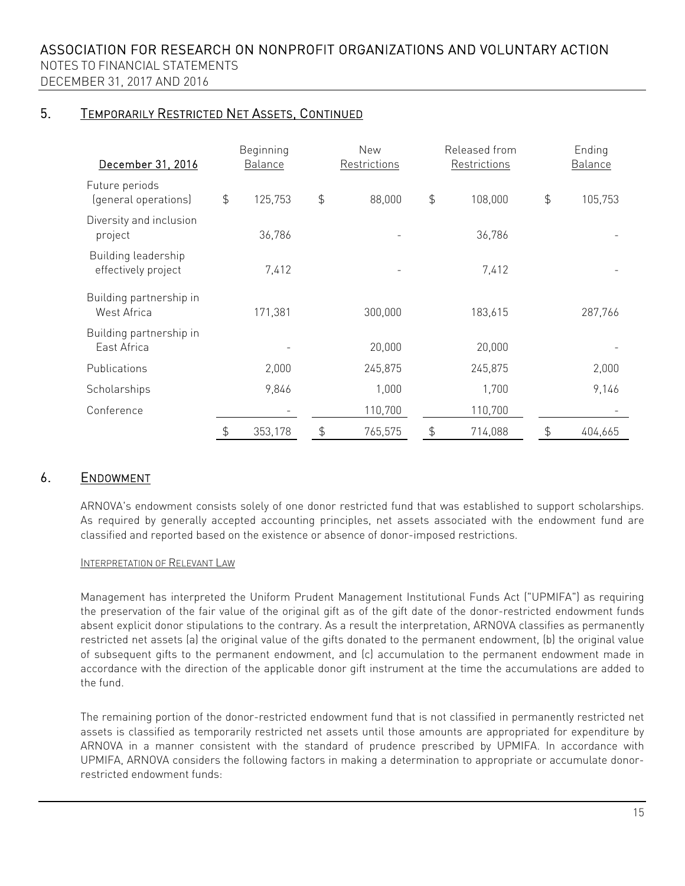## 5. Temporarily Restricted Net Assets, Continued

| December 31, 2016 | Beginning Balance | New Restrictions | Released from Restrictions | Ending Balance |
|---|---|---|---|---|
| Future periods (general operations) | $ 125,753 | $ 88,000 | $ 108,000 | $ 105,753 |
| Diversity and inclusion project | 36,786 | - | 36,786 | - |
| Building leadership effectively project | 7,412 | - | 7,412 | - |
| Building partnership in West Africa | 171,381 | 300,000 | 183,615 | 287,766 |
| Building partnership in East Africa | - | 20,000 | 20,000 | - |
| Publications | 2,000 | 245,875 | 245,875 | 2,000 |
| Scholarships | 9,846 | 1,000 | 1,700 | 9,146 |
| Conference | - | 110,700 | 110,700 | - |
| | $ 353,178 | $ 765,575 | $ 714,088 | $ 404,665 |

## 6. Endowment

ARNOVA's endowment consists solely of one donor restricted fund that was established to support scholarships. As required by generally accepted accounting principles, net assets associated with the endowment fund are classified and reported based on the existence or absence of donor-imposed restrictions.

### Interpretation of Relevant Law

Management has interpreted the Uniform Prudent Management Institutional Funds Act ("UPMIFA") as requiring the preservation of the fair value of the original gift as of the gift date of the donor-restricted endowment funds absent explicit donor stipulations to the contrary. As a result the interpretation, ARNOVA classifies as permanently restricted net assets (a) the original value of the gifts donated to the permanent endowment, (b) the original value of subsequent gifts to the permanent endowment, and (c) accumulation to the permanent endowment made in accordance with the direction of the applicable donor gift instrument at the time the accumulations are added to the fund.

The remaining portion of the donor-restricted endowment fund that is not classified in permanently restricted net assets is classified as temporarily restricted net assets until those amounts are appropriated for expenditure by ARNOVA in a manner consistent with the standard of prudence prescribed by UPMIFA. In accordance with UPMIFA, ARNOVA considers the following factors in making a determination to appropriate or accumulate donor-restricted endowment funds: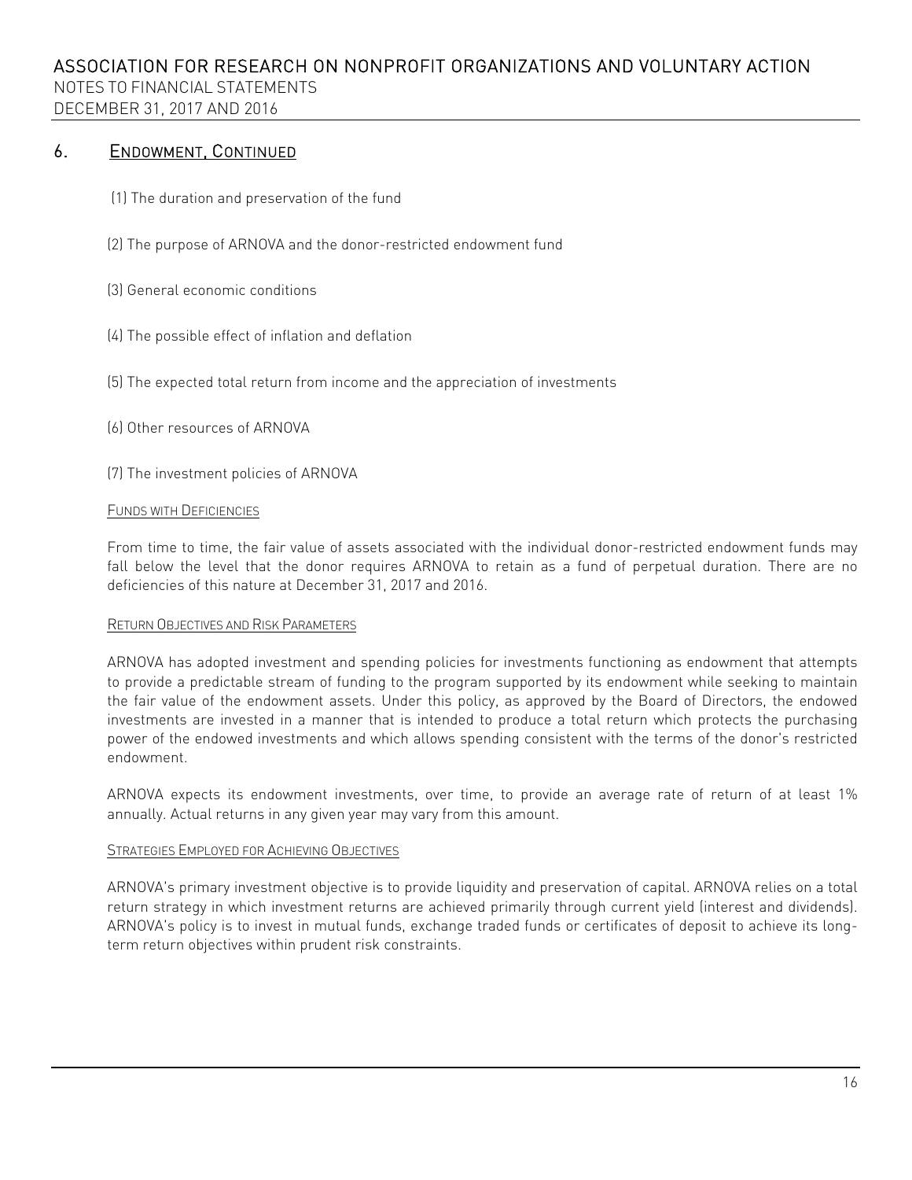## 6. Endowment, Continued

(1) The duration and preservation of the fund

(2) The purpose of ARNOVA and the donor-restricted endowment fund

(3) General economic conditions

(4) The possible effect of inflation and deflation

(5) The expected total return from income and the appreciation of investments

(6) Other resources of ARNOVA

(7) The investment policies of ARNOVA

### Funds with Deficiencies

From time to time, the fair value of assets associated with the individual donor-restricted endowment funds may fall below the level that the donor requires ARNOVA to retain as a fund of perpetual duration. There are no deficiencies of this nature at December 31, 2017 and 2016.

### Return Objectives and Risk Parameters

ARNOVA has adopted investment and spending policies for investments functioning as endowment that attempts to provide a predictable stream of funding to the program supported by its endowment while seeking to maintain the fair value of the endowment assets. Under this policy, as approved by the Board of Directors, the endowed investments are invested in a manner that is intended to produce a total return which protects the purchasing power of the endowed investments and which allows spending consistent with the terms of the donor's restricted endowment.

ARNOVA expects its endowment investments, over time, to provide an average rate of return of at least 1% annually. Actual returns in any given year may vary from this amount.

### Strategies Employed for Achieving Objectives

ARNOVA's primary investment objective is to provide liquidity and preservation of capital. ARNOVA relies on a total return strategy in which investment returns are achieved primarily through current yield (interest and dividends). ARNOVA's policy is to invest in mutual funds, exchange traded funds or certificates of deposit to achieve its long-term return objectives within prudent risk constraints.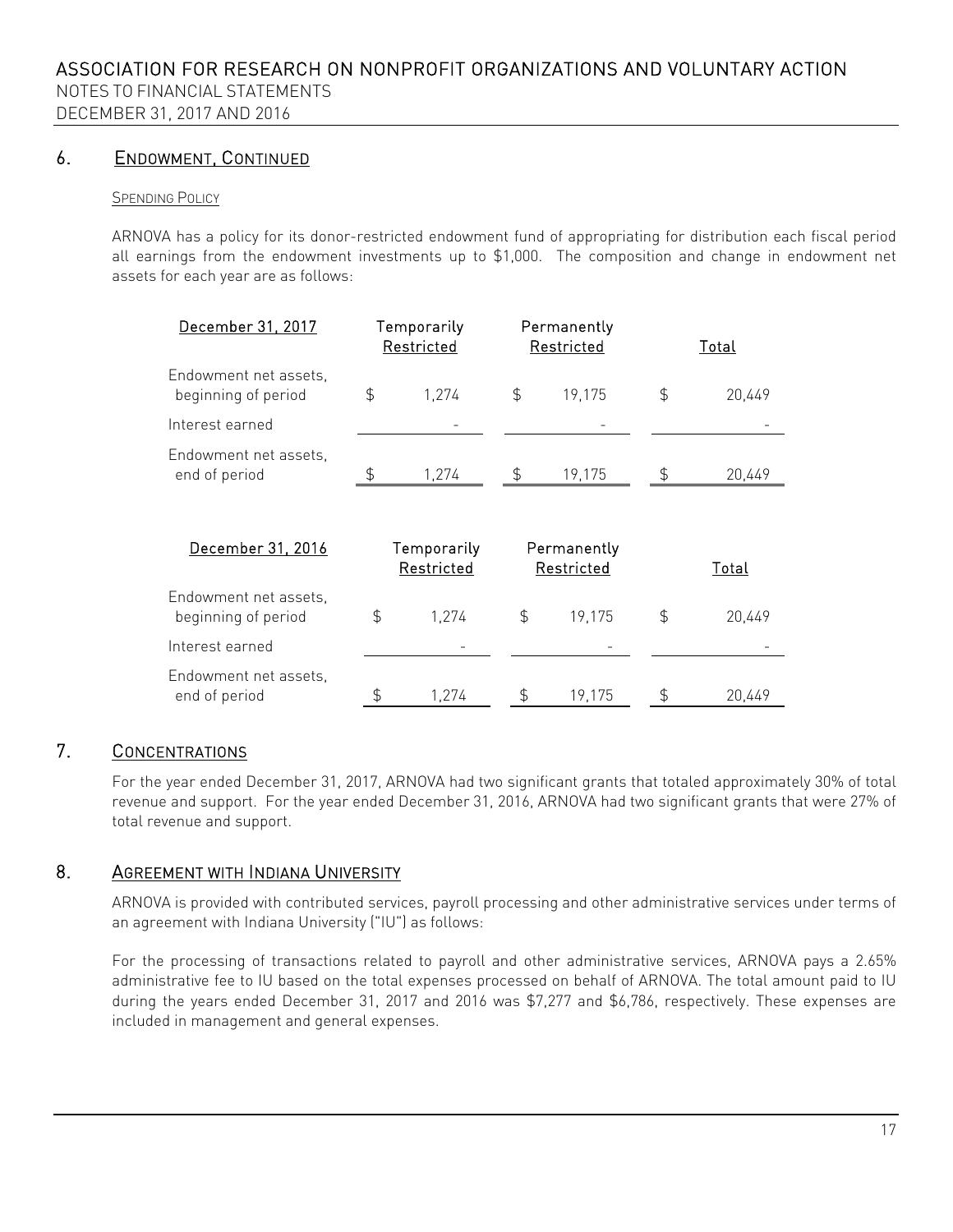## 6. Endowment, Continued

#### Spending Policy

ARNOVA has a policy for its donor-restricted endowment fund of appropriating for distribution each fiscal period all earnings from the endowment investments up to $1,000. The composition and change in endowment net assets for each year are as follows:

| December 31, 2017 | Temporarily Restricted | Permanently Restricted | Total |
|---|---|---|---|
| Endowment net assets, beginning of period | $ 1,274 | $ 19,175 | $ 20,449 |
| Interest earned | - | - | - |
| Endowment net assets, end of period | $ 1,274 | $ 19,175 | $ 20,449 |

| December 31, 2016 | Temporarily Restricted | Permanently Restricted | Total |
|---|---|---|---|
| Endowment net assets, beginning of period | $ 1,274 | $ 19,175 | $ 20,449 |
| Interest earned | - | - | - |
| Endowment net assets, end of period | $ 1,274 | $ 19,175 | $ 20,449 |

## 7. Concentrations

For the year ended December 31, 2017, ARNOVA had two significant grants that totaled approximately 30% of total revenue and support. For the year ended December 31, 2016, ARNOVA had two significant grants that were 27% of total revenue and support.

## 8. Agreement with Indiana University

ARNOVA is provided with contributed services, payroll processing and other administrative services under terms of an agreement with Indiana University ("IU") as follows:

For the processing of transactions related to payroll and other administrative services, ARNOVA pays a 2.65% administrative fee to IU based on the total expenses processed on behalf of ARNOVA. The total amount paid to IU during the years ended December 31, 2017 and 2016 was $7,277 and $6,786, respectively. These expenses are included in management and general expenses.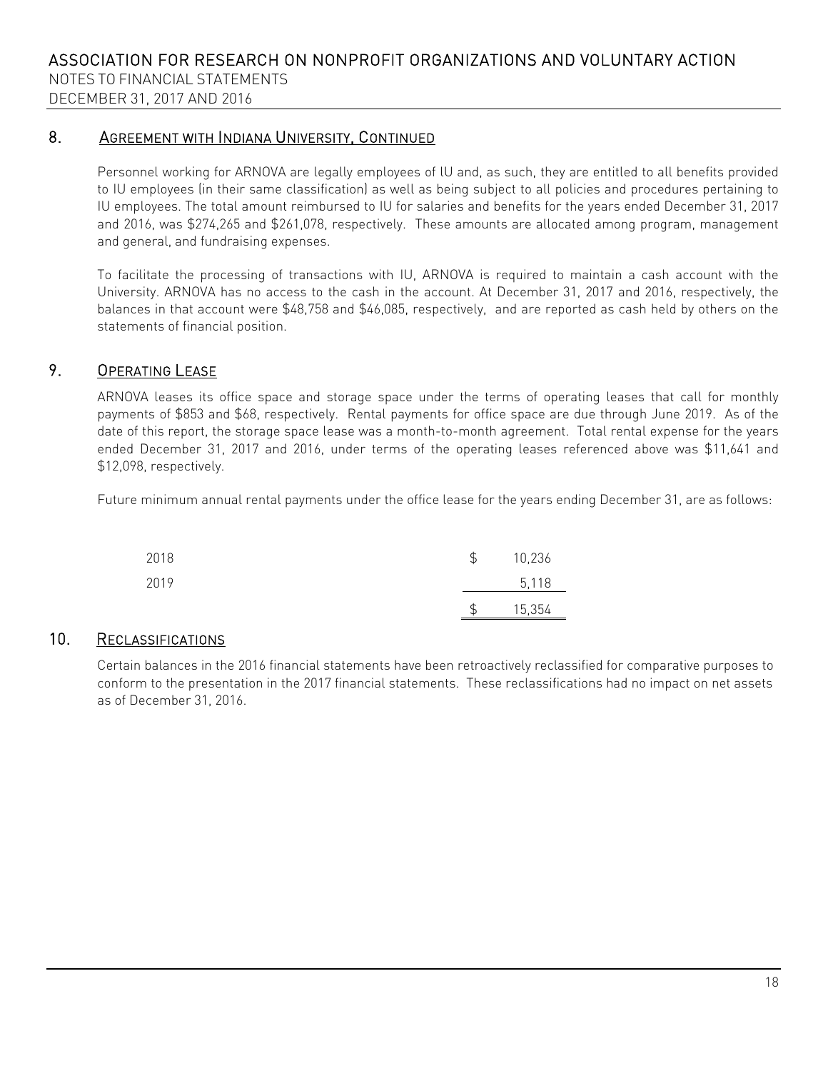## 8. Agreement with Indiana University, Continued

Personnel working for ARNOVA are legally employees of IU and, as such, they are entitled to all benefits provided to IU employees (in their same classification) as well as being subject to all policies and procedures pertaining to IU employees. The total amount reimbursed to IU for salaries and benefits for the years ended December 31, 2017 and 2016, was $274,265 and $261,078, respectively. These amounts are allocated among program, management and general, and fundraising expenses.

To facilitate the processing of transactions with IU, ARNOVA is required to maintain a cash account with the University. ARNOVA has no access to the cash in the account. At December 31, 2017 and 2016, respectively, the balances in that account were $48,758 and $46,085, respectively, and are reported as cash held by others on the statements of financial position.

## 9. Operating Lease

ARNOVA leases its office space and storage space under the terms of operating leases that call for monthly payments of $853 and $68, respectively. Rental payments for office space are due through June 2019. As of the date of this report, the storage space lease was a month-to-month agreement. Total rental expense for the years ended December 31, 2017 and 2016, under terms of the operating leases referenced above was $11,641 and $12,098, respectively.

Future minimum annual rental payments under the office lease for the years ending December 31, are as follows:

| | |
|---|---|
| 2018 | $ 10,236 |
| 2019 | 5,118 |
| | $ 15,354 |

## 10. Reclassifications

Certain balances in the 2016 financial statements have been retroactively reclassified for comparative purposes to conform to the presentation in the 2017 financial statements. These reclassifications had no impact on net assets as of December 31, 2016.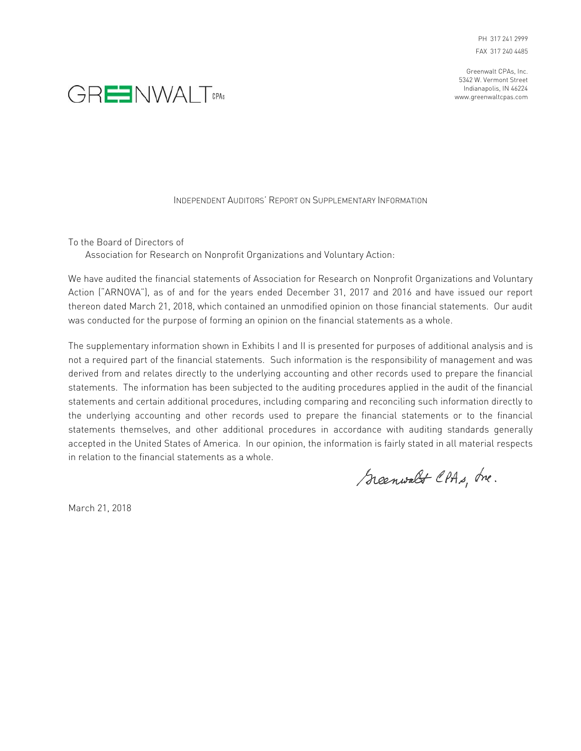PH 317 241 2999

FAX 317 240 4485

Greenwalt CPAs, Inc.
5342 W. Vermont Street
Indianapolis, IN 46224
www.greenwaltcpas.com

GREENWALT CPAs

## INDEPENDENT AUDITORS' REPORT ON SUPPLEMENTARY INFORMATION

To the Board of Directors of
Association for Research on Nonprofit Organizations and Voluntary Action:

We have audited the financial statements of Association for Research on Nonprofit Organizations and Voluntary Action ("ARNOVA"), as of and for the years ended December 31, 2017 and 2016 and have issued our report thereon dated March 21, 2018, which contained an unmodified opinion on those financial statements. Our audit was conducted for the purpose of forming an opinion on the financial statements as a whole.

The supplementary information shown in Exhibits I and II is presented for purposes of additional analysis and is not a required part of the financial statements. Such information is the responsibility of management and was derived from and relates directly to the underlying accounting and other records used to prepare the financial statements. The information has been subjected to the auditing procedures applied in the audit of the financial statements and certain additional procedures, including comparing and reconciling such information directly to the underlying accounting and other records used to prepare the financial statements or to the financial statements themselves, and other additional procedures in accordance with auditing standards generally accepted in the United States of America. In our opinion, the information is fairly stated in all material respects in relation to the financial statements as a whole.

Greenwalt CPAs, Inc.

March 21, 2018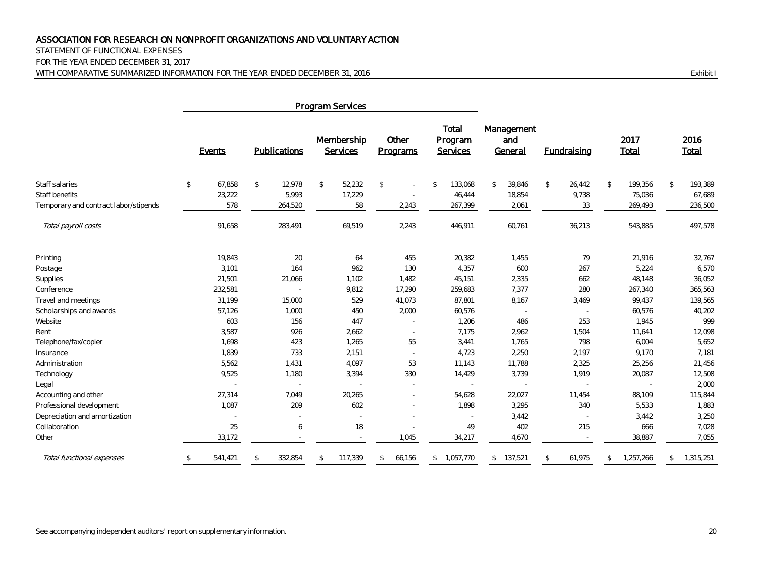**ASSOCIATION FOR RESEARCH ON NONPROFIT ORGANIZATIONS AND VOLUNTARY ACTION**
STATEMENT OF FUNCTIONAL EXPENSES
FOR THE YEAR ENDED DECEMBER 31, 2017
WITH COMPARATIVE SUMMARIZED INFORMATION FOR THE YEAR ENDED DECEMBER 31, 2016

Exhibit I

| | Program Services | | | | | | | | |
|---|---|---|---|---|---|---|---|---|---|
| | Events | Publications | Membership Services | Other Programs | Total Program Services | Management and General | Fundraising | 2017 Total | 2016 Total |
| Staff salaries | $ 67,858 | $ 12,978 | $ 52,232 | $ - | $ 133,068 | $ 39,846 | $ 26,442 | $ 199,356 | $ 193,389 |
| Staff benefits | 23,222 | 5,993 | 17,229 | - | 46,444 | 18,854 | 9,738 | 75,036 | 67,689 |
| Temporary and contract labor/stipends | 578 | 264,520 | 58 | 2,243 | 267,399 | 2,061 | 33 | 269,493 | 236,500 |
| *Total payroll costs* | 91,658 | 283,491 | 69,519 | 2,243 | 446,911 | 60,761 | 36,213 | 543,885 | 497,578 |
| Printing | 19,843 | 20 | 64 | 455 | 20,382 | 1,455 | 79 | 21,916 | 32,767 |
| Postage | 3,101 | 164 | 962 | 130 | 4,357 | 600 | 267 | 5,224 | 6,570 |
| Supplies | 21,501 | 21,066 | 1,102 | 1,482 | 45,151 | 2,335 | 662 | 48,148 | 36,052 |
| Conference | 232,581 | - | 9,812 | 17,290 | 259,683 | 7,377 | 280 | 267,340 | 365,563 |
| Travel and meetings | 31,199 | 15,000 | 529 | 41,073 | 87,801 | 8,167 | 3,469 | 99,437 | 139,565 |
| Scholarships and awards | 57,126 | 1,000 | 450 | 2,000 | 60,576 | - | - | 60,576 | 40,202 |
| Website | 603 | 156 | 447 | - | 1,206 | 486 | 253 | 1,945 | 999 |
| Rent | 3,587 | 926 | 2,662 | - | 7,175 | 2,962 | 1,504 | 11,641 | 12,098 |
| Telephone/fax/copier | 1,698 | 423 | 1,265 | 55 | 3,441 | 1,765 | 798 | 6,004 | 5,652 |
| Insurance | 1,839 | 733 | 2,151 | - | 4,723 | 2,250 | 2,197 | 9,170 | 7,181 |
| Administration | 5,562 | 1,431 | 4,097 | 53 | 11,143 | 11,788 | 2,325 | 25,256 | 21,456 |
| Technology | 9,525 | 1,180 | 3,394 | 330 | 14,429 | 3,739 | 1,919 | 20,087 | 12,508 |
| Legal | - | - | - | - | - | - | - | - | 2,000 |
| Accounting and other | 27,314 | 7,049 | 20,265 | - | 54,628 | 22,027 | 11,454 | 88,109 | 115,844 |
| Professional development | 1,087 | 209 | 602 | - | 1,898 | 3,295 | 340 | 5,533 | 1,883 |
| Depreciation and amortization | - | - | - | - | - | 3,442 | - | 3,442 | 3,250 |
| Collaboration | 25 | 6 | 18 | - | 49 | 402 | 215 | 666 | 7,028 |
| Other | 33,172 | - | - | 1,045 | 34,217 | 4,670 | - | 38,887 | 7,055 |
| *Total functional expenses* | $ 541,421 | $ 332,854 | $ 117,339 | $ 66,156 | $ 1,057,770 | $ 137,521 | $ 61,975 | $ 1,257,266 | $ 1,315,251 |

See accompanying independent auditors' report on supplementary information.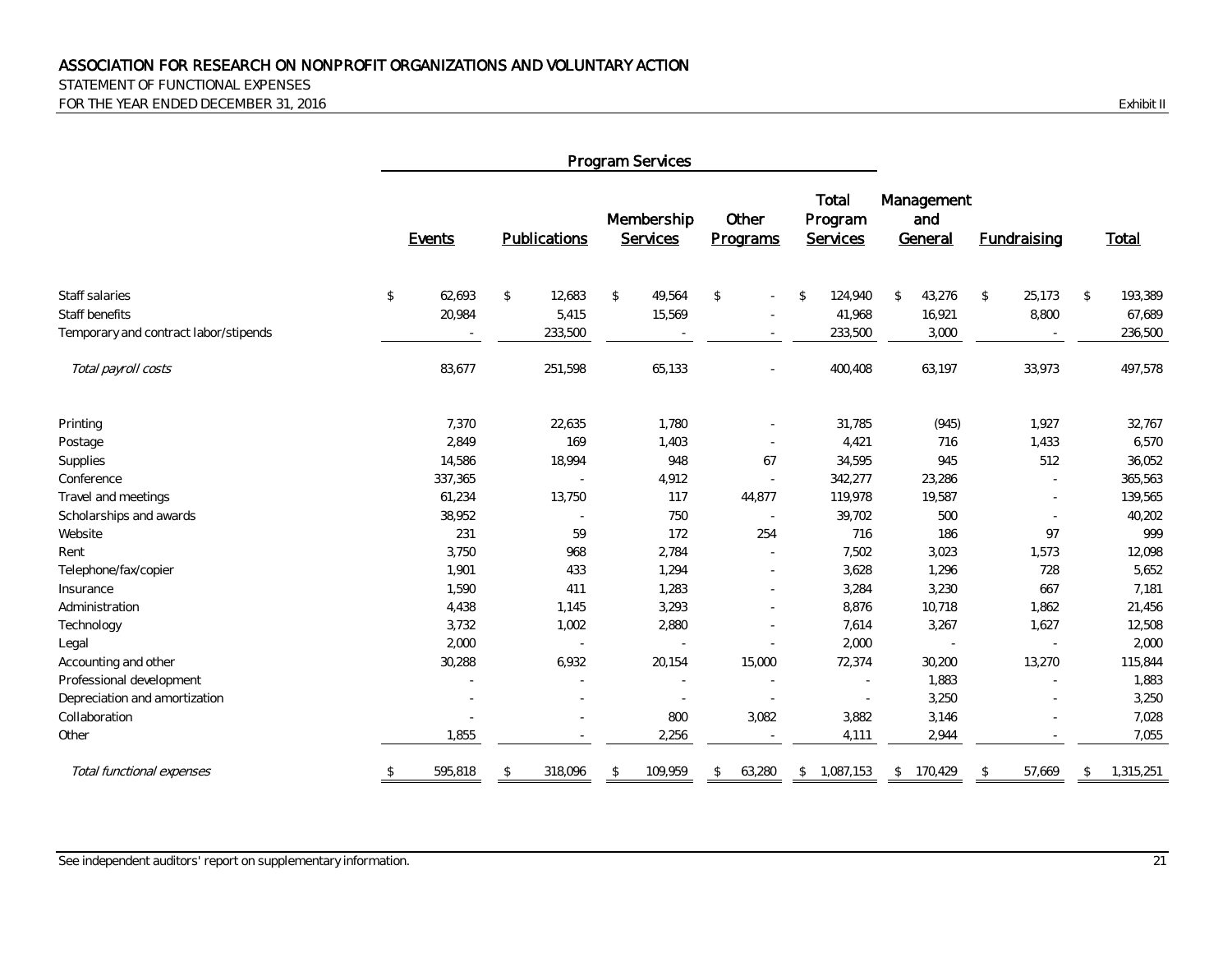# ASSOCIATION FOR RESEARCH ON NONPROFIT ORGANIZATIONS AND VOLUNTARY ACTION

STATEMENT OF FUNCTIONAL EXPENSES

FOR THE YEAR ENDED DECEMBER 31, 2016

Exhibit II

| | Program Services | | | | | | | |
|---|---|---|---|---|---|---|---|---|
| | Events | Publications | Membership Services | Other Programs | Total Program Services | Management and General | Fundraising | Total |
| Staff salaries | $ 62,693 | $ 12,683 | $ 49,564 | $ - | $ 124,940 | $ 43,276 | $ 25,173 | $ 193,389 |
| Staff benefits | 20,984 | 5,415 | 15,569 | - | 41,968 | 16,921 | 8,800 | 67,689 |
| Temporary and contract labor/stipends | - | 233,500 | - | - | 233,500 | 3,000 | - | 236,500 |
| *Total payroll costs* | 83,677 | 251,598 | 65,133 | - | 400,408 | 63,197 | 33,973 | 497,578 |
| Printing | 7,370 | 22,635 | 1,780 | - | 31,785 | (945) | 1,927 | 32,767 |
| Postage | 2,849 | 169 | 1,403 | - | 4,421 | 716 | 1,433 | 6,570 |
| Supplies | 14,586 | 18,994 | 948 | 67 | 34,595 | 945 | 512 | 36,052 |
| Conference | 337,365 | - | 4,912 | - | 342,277 | 23,286 | - | 365,563 |
| Travel and meetings | 61,234 | 13,750 | 117 | 44,877 | 119,978 | 19,587 | - | 139,565 |
| Scholarships and awards | 38,952 | - | 750 | - | 39,702 | 500 | - | 40,202 |
| Website | 231 | 59 | 172 | 254 | 716 | 186 | 97 | 999 |
| Rent | 3,750 | 968 | 2,784 | - | 7,502 | 3,023 | 1,573 | 12,098 |
| Telephone/fax/copier | 1,901 | 433 | 1,294 | - | 3,628 | 1,296 | 728 | 5,652 |
| Insurance | 1,590 | 411 | 1,283 | - | 3,284 | 3,230 | 667 | 7,181 |
| Administration | 4,438 | 1,145 | 3,293 | - | 8,876 | 10,718 | 1,862 | 21,456 |
| Technology | 3,732 | 1,002 | 2,880 | - | 7,614 | 3,267 | 1,627 | 12,508 |
| Legal | 2,000 | - | - | - | 2,000 | - | - | 2,000 |
| Accounting and other | 30,288 | 6,932 | 20,154 | 15,000 | 72,374 | 30,200 | 13,270 | 115,844 |
| Professional development | - | - | - | - | - | 1,883 | - | 1,883 |
| Depreciation and amortization | - | - | - | - | - | 3,250 | - | 3,250 |
| Collaboration | - | - | 800 | 3,082 | 3,882 | 3,146 | - | 7,028 |
| Other | 1,855 | - | 2,256 | - | 4,111 | 2,944 | - | 7,055 |
| *Total functional expenses* | $ 595,818 | $ 318,096 | $ 109,959 | $ 63,280 | $ 1,087,153 | $ 170,429 | $ 57,669 | $ 1,315,251 |

See independent auditors' report on supplementary information.